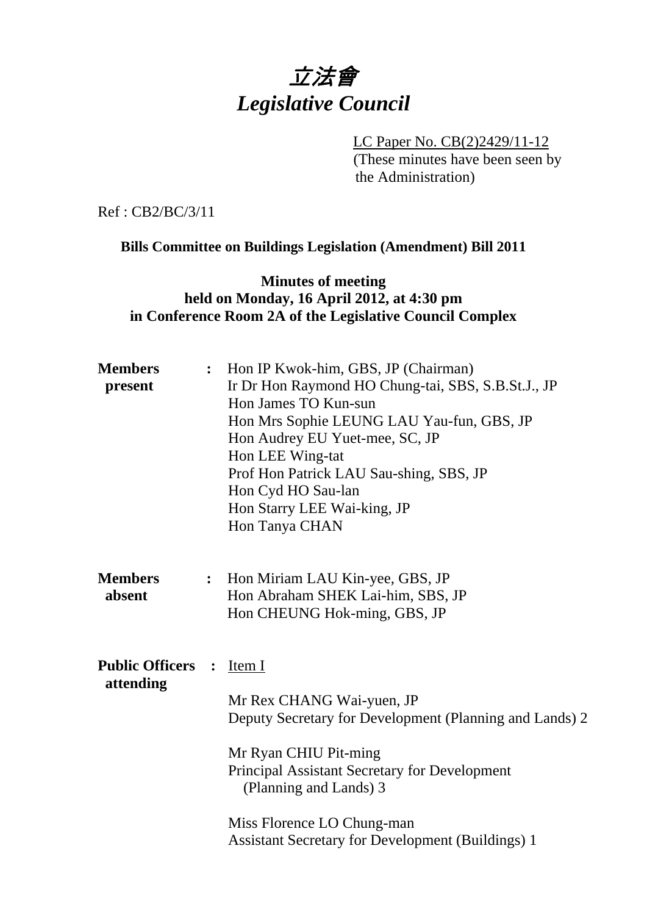# *立法會*
# *Legislative Council*

LC Paper No. CB(2)2429/11-12
(These minutes have been seen by the Administration)

Ref : CB2/BC/3/11

**Bills Committee on Buildings Legislation (Amendment) Bill 2011**

**Minutes of meeting**
**held on Monday, 16 April 2012, at 4:30 pm**
**in Conference Room 2A of the Legislative Council Complex**

**Members present** : Hon IP Kwok-him, GBS, JP (Chairman)
Ir Dr Hon Raymond HO Chung-tai, SBS, S.B.St.J., JP
Hon James TO Kun-sun
Hon Mrs Sophie LEUNG LAU Yau-fun, GBS, JP
Hon Audrey EU Yuet-mee, SC, JP
Hon LEE Wing-tat
Prof Hon Patrick LAU Sau-shing, SBS, JP
Hon Cyd HO Sau-lan
Hon Starry LEE Wai-king, JP
Hon Tanya CHAN

**Members absent** : Hon Miriam LAU Kin-yee, GBS, JP
Hon Abraham SHEK Lai-him, SBS, JP
Hon CHEUNG Hok-ming, GBS, JP

**Public Officers attending** : Item I

Mr Rex CHANG Wai-yuen, JP
Deputy Secretary for Development (Planning and Lands) 2

Mr Ryan CHIU Pit-ming
Principal Assistant Secretary for Development (Planning and Lands) 3

Miss Florence LO Chung-man
Assistant Secretary for Development (Buildings) 1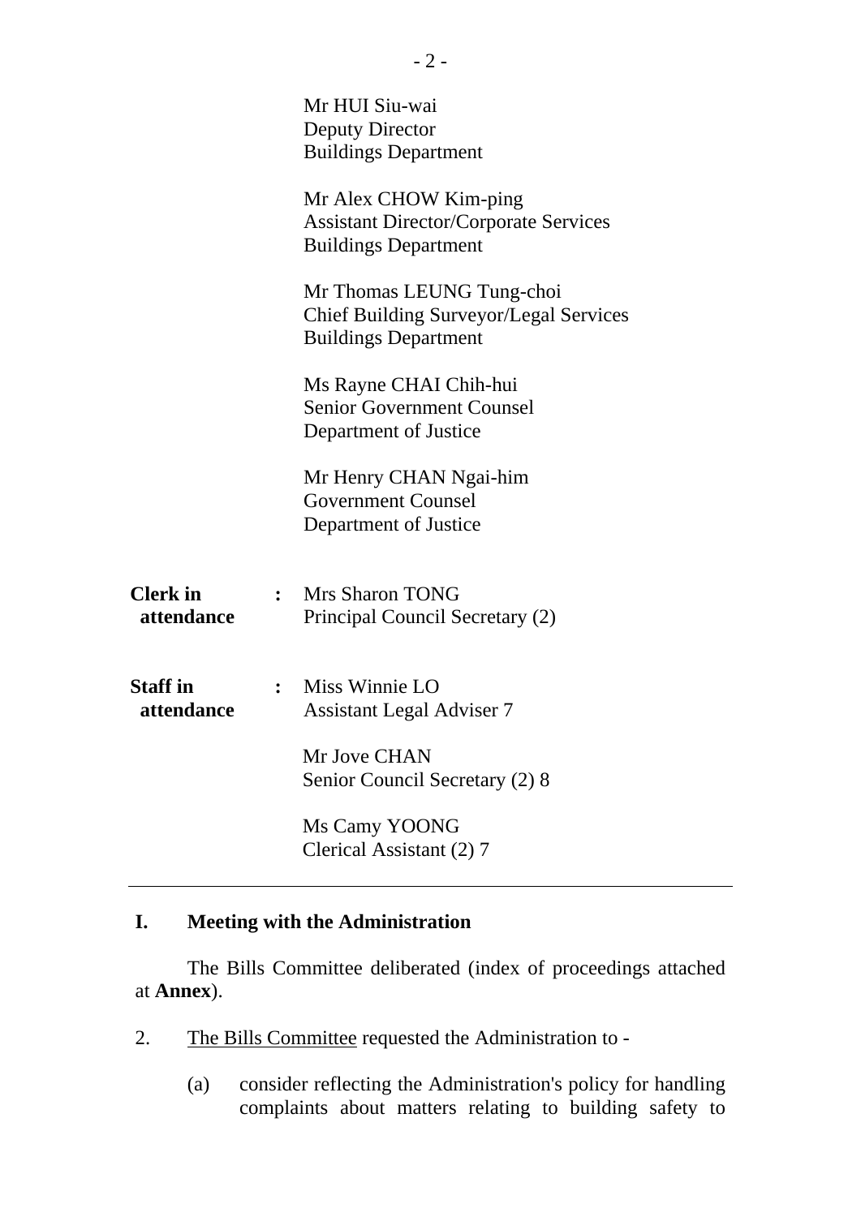Mr HUI Siu-wai
Deputy Director
Buildings Department

Mr Alex CHOW Kim-ping
Assistant Director/Corporate Services
Buildings Department

Mr Thomas LEUNG Tung-choi
Chief Building Surveyor/Legal Services
Buildings Department

Ms Rayne CHAI Chih-hui
Senior Government Counsel
Department of Justice

Mr Henry CHAN Ngai-him
Government Counsel
Department of Justice

**Clerk in attendance** : Mrs Sharon TONG
Principal Council Secretary (2)

**Staff in attendance** : Miss Winnie LO
Assistant Legal Adviser 7

Mr Jove CHAN
Senior Council Secretary (2) 8

Ms Camy YOONG
Clerical Assistant (2) 7

---

## I. Meeting with the Administration

The Bills Committee deliberated (index of proceedings attached at **Annex**).

2. The Bills Committee requested the Administration to -

(a) consider reflecting the Administration's policy for handling complaints about matters relating to building safety to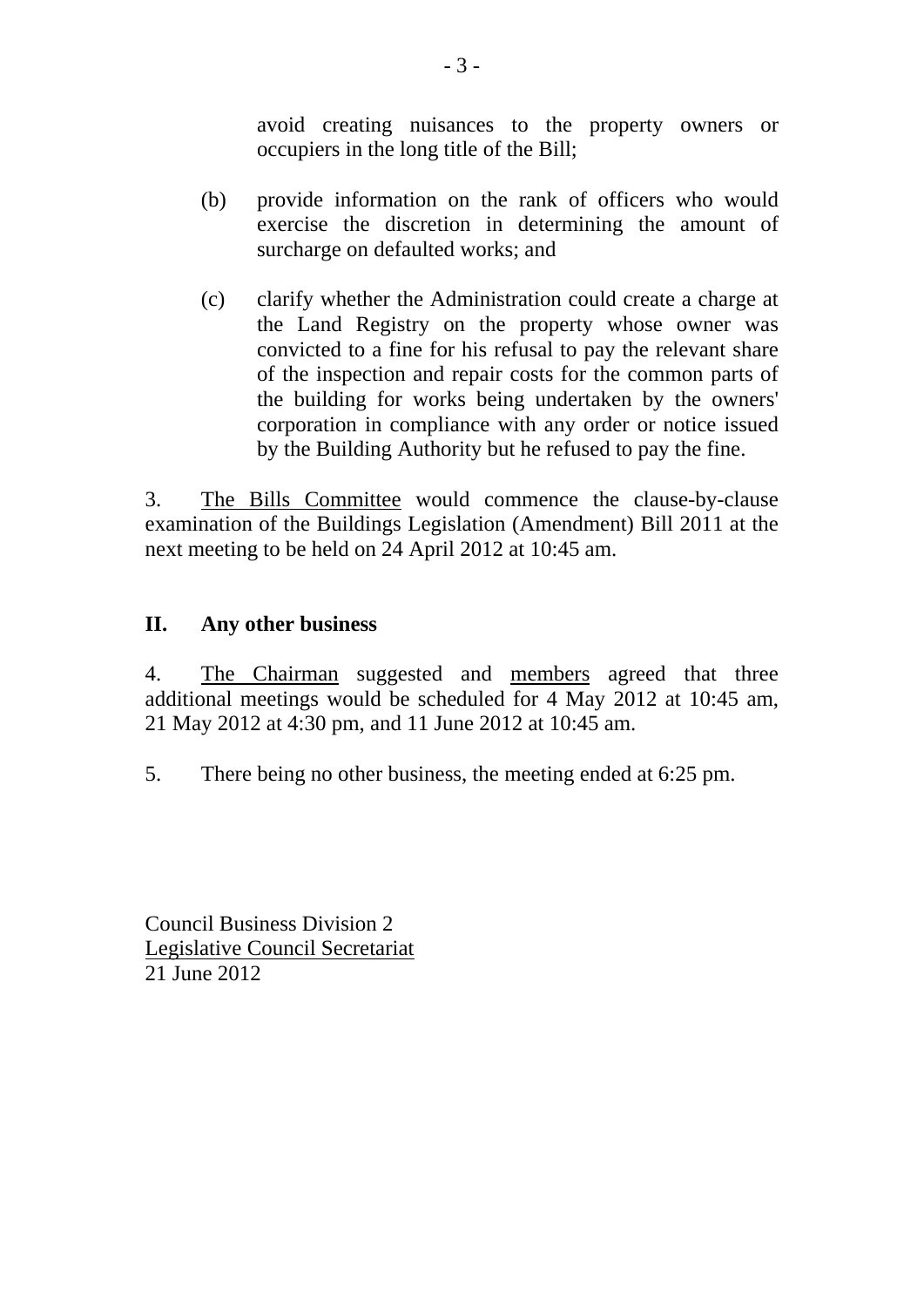avoid creating nuisances to the property owners or occupiers in the long title of the Bill;

(b) provide information on the rank of officers who would exercise the discretion in determining the amount of surcharge on defaulted works; and

(c) clarify whether the Administration could create a charge at the Land Registry on the property whose owner was convicted to a fine for his refusal to pay the relevant share of the inspection and repair costs for the common parts of the building for works being undertaken by the owners' corporation in compliance with any order or notice issued by the Building Authority but he refused to pay the fine.

3. The Bills Committee would commence the clause-by-clause examination of the Buildings Legislation (Amendment) Bill 2011 at the next meeting to be held on 24 April 2012 at 10:45 am.

## II. Any other business

4. The Chairman suggested and members agreed that three additional meetings would be scheduled for 4 May 2012 at 10:45 am, 21 May 2012 at 4:30 pm, and 11 June 2012 at 10:45 am.

5. There being no other business, the meeting ended at 6:25 pm.

Council Business Division 2
Legislative Council Secretariat
21 June 2012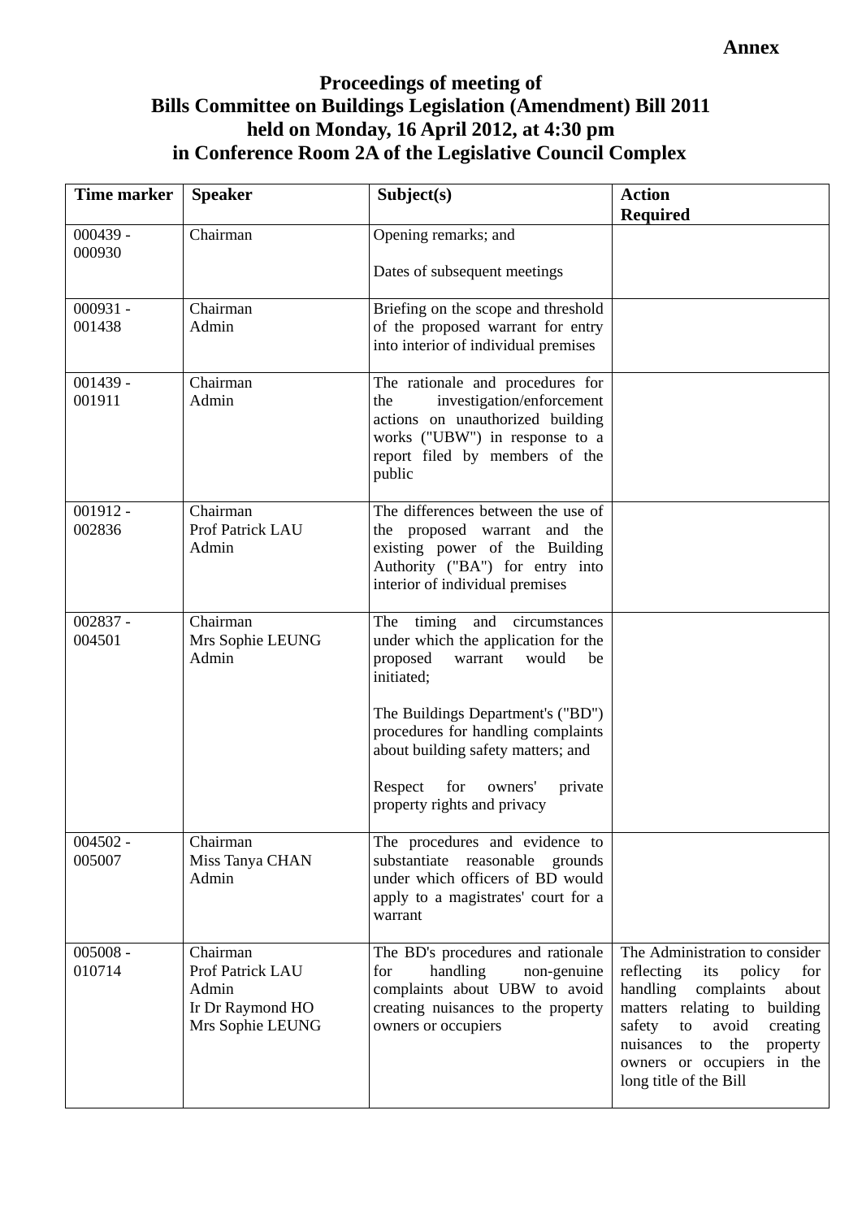**Annex**

# Proceedings of meeting of Bills Committee on Buildings Legislation (Amendment) Bill 2011 held on Monday, 16 April 2012, at 4:30 pm in Conference Room 2A of the Legislative Council Complex

| Time marker | Speaker | Subject(s) | Action Required |
|---|---|---|---|
| 000439 - 000930 | Chairman | Opening remarks; and<br><br>Dates of subsequent meetings | |
| 000931 - 001438 | Chairman<br>Admin | Briefing on the scope and threshold of the proposed warrant for entry into interior of individual premises | |
| 001439 - 001911 | Chairman<br>Admin | The rationale and procedures for the investigation/enforcement actions on unauthorized building works ("UBW") in response to a report filed by members of the public | |
| 001912 - 002836 | Chairman<br>Prof Patrick LAU<br>Admin | The differences between the use of the proposed warrant and the existing power of the Building Authority ("BA") for entry into interior of individual premises | |
| 002837 - 004501 | Chairman<br>Mrs Sophie LEUNG<br>Admin | The timing and circumstances under which the application for the proposed warrant would be initiated;<br><br>The Buildings Department's ("BD") procedures for handling complaints about building safety matters; and<br><br>Respect for owners' private property rights and privacy | |
| 004502 - 005007 | Chairman<br>Miss Tanya CHAN<br>Admin | The procedures and evidence to substantiate reasonable grounds under which officers of BD would apply to a magistrates' court for a warrant | |
| 005008 - 010714 | Chairman<br>Prof Patrick LAU<br>Admin<br>Ir Dr Raymond HO<br>Mrs Sophie LEUNG | The BD's procedures and rationale for handling non-genuine complaints about UBW to avoid creating nuisances to the property owners or occupiers | The Administration to consider reflecting its policy for handling complaints about matters relating to building safety to avoid creating nuisances to the property owners or occupiers in the long title of the Bill |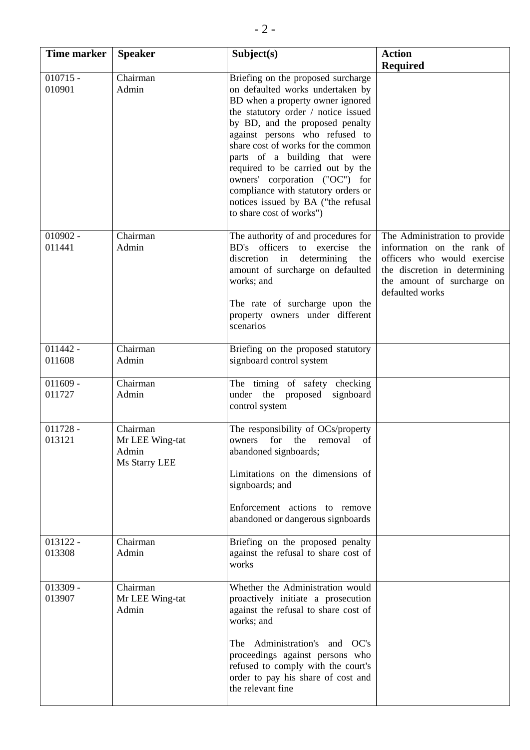| Time marker | Speaker | Subject(s) | Action Required |
|---|---|---|---|
| 010715 - 010901 | Chairman<br>Admin | Briefing on the proposed surcharge on defaulted works undertaken by BD when a property owner ignored the statutory order / notice issued by BD, and the proposed penalty against persons who refused to share cost of works for the common parts of a building that were required to be carried out by the owners' corporation ("OC") for compliance with statutory orders or notices issued by BA ("the refusal to share cost of works") | |
| 010902 - 011441 | Chairman<br>Admin | The authority of and procedures for BD's officers to exercise the discretion in determining the amount of surcharge on defaulted works; and<br><br>The rate of surcharge upon the property owners under different scenarios | The Administration to provide information on the rank of officers who would exercise the discretion in determining the amount of surcharge on defaulted works |
| 011442 - 011608 | Chairman<br>Admin | Briefing on the proposed statutory signboard control system | |
| 011609 - 011727 | Chairman<br>Admin | The timing of safety checking under the proposed signboard control system | |
| 011728 - 013121 | Chairman<br>Mr LEE Wing-tat<br>Admin<br>Ms Starry LEE | The responsibility of OCs/property owners for the removal of abandoned signboards;<br><br>Limitations on the dimensions of signboards; and<br><br>Enforcement actions to remove abandoned or dangerous signboards | |
| 013122 - 013308 | Chairman<br>Admin | Briefing on the proposed penalty against the refusal to share cost of works | |
| 013309 - 013907 | Chairman<br>Mr LEE Wing-tat<br>Admin | Whether the Administration would proactively initiate a prosecution against the refusal to share cost of works; and<br><br>The Administration's and OC's proceedings against persons who refused to comply with the court's order to pay his share of cost and the relevant fine | |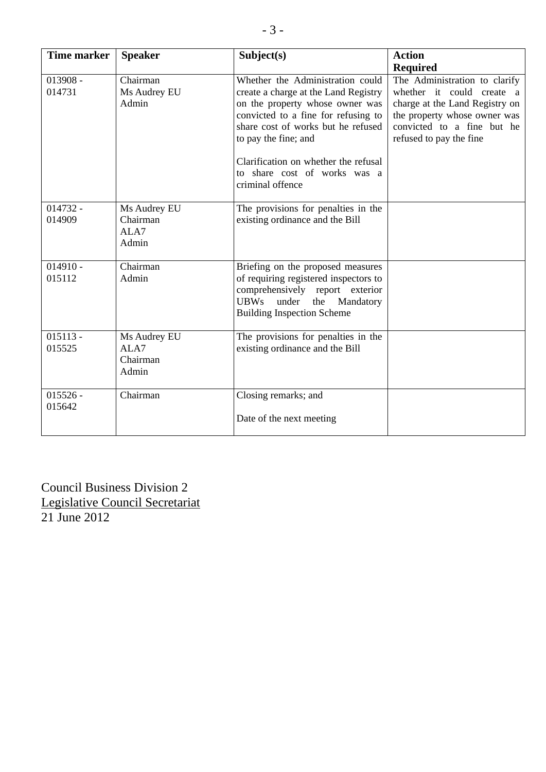| Time marker | Speaker | Subject(s) | Action Required |
|---|---|---|---|
| 013908 - 014731 | Chairman<br>Ms Audrey EU<br>Admin | Whether the Administration could create a charge at the Land Registry on the property whose owner was convicted to a fine for refusing to share cost of works but he refused to pay the fine; and<br><br>Clarification on whether the refusal to share cost of works was a criminal offence | The Administration to clarify whether it could create a charge at the Land Registry on the property whose owner was convicted to a fine but he refused to pay the fine |
| 014732 - 014909 | Ms Audrey EU<br>Chairman<br>ALA7<br>Admin | The provisions for penalties in the existing ordinance and the Bill | |
| 014910 - 015112 | Chairman<br>Admin | Briefing on the proposed measures of requiring registered inspectors to comprehensively report exterior UBWs under the Mandatory Building Inspection Scheme | |
| 015113 - 015525 | Ms Audrey EU<br>ALA7<br>Chairman<br>Admin | The provisions for penalties in the existing ordinance and the Bill | |
| 015526 - 015642 | Chairman | Closing remarks; and<br><br>Date of the next meeting | |

Council Business Division 2
Legislative Council Secretariat
21 June 2012